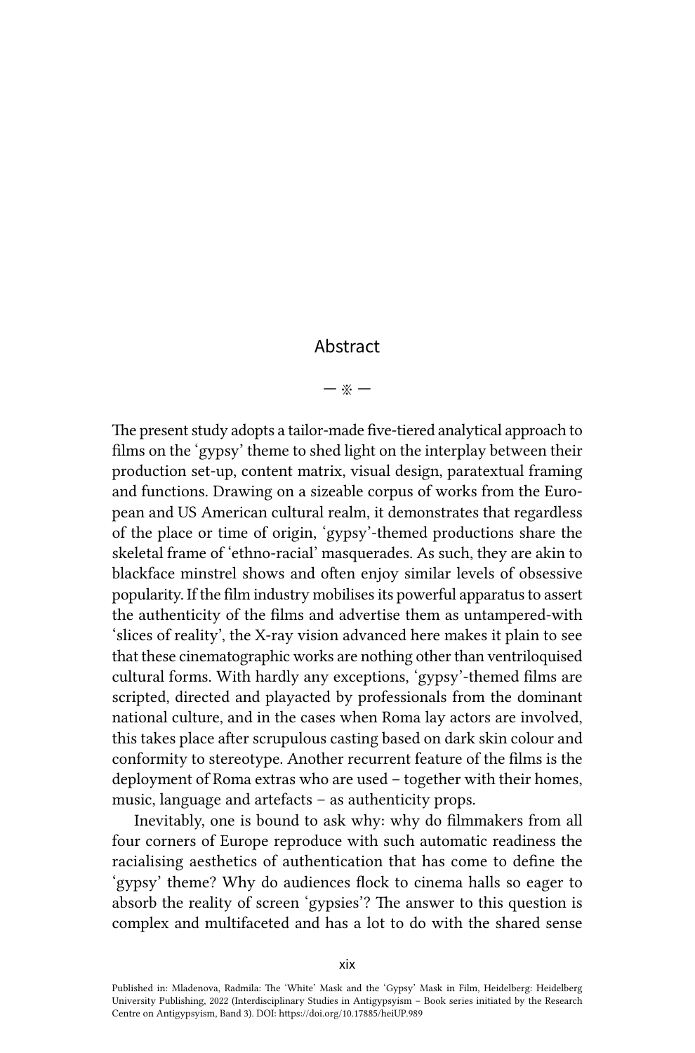# Abstract

— ※ —

The present study adopts a tailor-made five-tiered analytical approach to films on the 'gypsy' theme to shed light on the interplay between their production set-up, content matrix, visual design, paratextual framing and functions. Drawing on a sizeable corpus of works from the European and US American cultural realm, it demonstrates that regardless of the place or time of origin, 'gypsy'-themed productions share the skeletal frame of 'ethno-racial' masquerades. As such, they are akin to blackface minstrel shows and often enjoy similar levels of obsessive popularity. If the film industry mobilises its powerful apparatus to assert the authenticity of the films and advertise them as untampered-with 'slices of reality', the X-ray vision advanced here makes it plain to see that these cinematographic works are nothing other than ventriloquised cultural forms. With hardly any exceptions, 'gypsy'-themed films are scripted, directed and playacted by professionals from the dominant national culture, and in the cases when Roma lay actors are involved, this takes place after scrupulous casting based on dark skin colour and conformity to stereotype. Another recurrent feature of the films is the deployment of Roma extras who are used – together with their homes, music, language and artefacts – as authenticity props.

Inevitably, one is bound to ask why: why do filmmakers from all four corners of Europe reproduce with such automatic readiness the racialising aesthetics of authentication that has come to define the 'gypsy' theme? Why do audiences flock to cinema halls so eager to absorb the reality of screen 'gypsies'? The answer to this question is complex and multifaceted and has a lot to do with the shared sense

Published in: Mladenova, Radmila: The 'White' Mask and the 'Gypsy' Mask in Film, Heidelberg: Heidelberg University Publishing, 2022 (Interdisciplinary Studies in Antigypsyism – Book series initiated by the Research Centre on Antigypsyism, Band 3). DOI: https://doi.org/10.17885/heiUP.989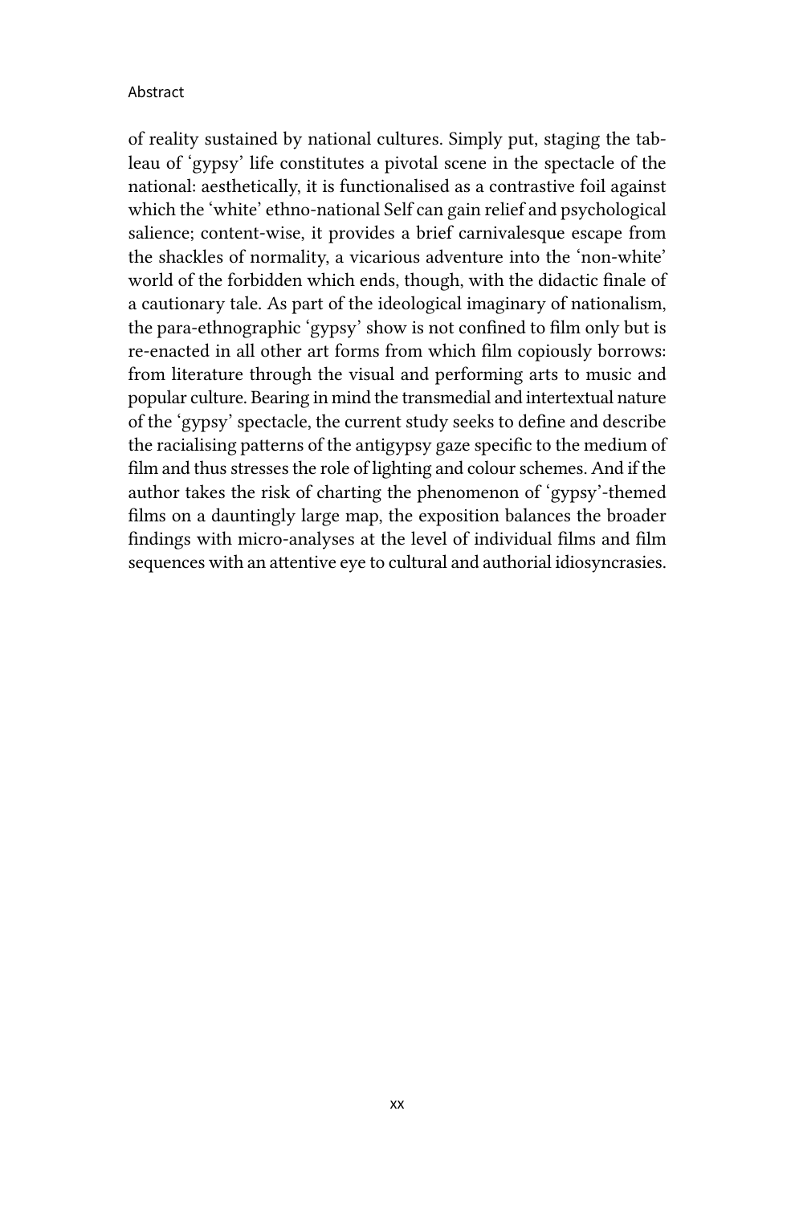of reality sustained by national cultures. Simply put, staging the tableau of 'gypsy' life constitutes a pivotal scene in the spectacle of the national: aesthetically, it is functionalised as a contrastive foil against which the 'white' ethno-national Self can gain relief and psychological salience; content-wise, it provides a brief carnivalesque escape from the shackles of normality, a vicarious adventure into the 'non-white' world of the forbidden which ends, though, with the didactic finale of a cautionary tale. As part of the ideological imaginary of nationalism, the para-ethnographic 'gypsy' show is not confined to film only but is re-enacted in all other art forms from which film copiously borrows: from literature through the visual and performing arts to music and popular culture. Bearing in mind the transmedial and intertextual nature of the 'gypsy' spectacle, the current study seeks to define and describe the racialising patterns of the antigypsy gaze specific to the medium of film and thus stresses the role of lighting and colour schemes. And if the author takes the risk of charting the phenomenon of 'gypsy'-themed films on a dauntingly large map, the exposition balances the broader findings with micro-analyses at the level of individual films and film sequences with an attentive eye to cultural and authorial idiosyncrasies.